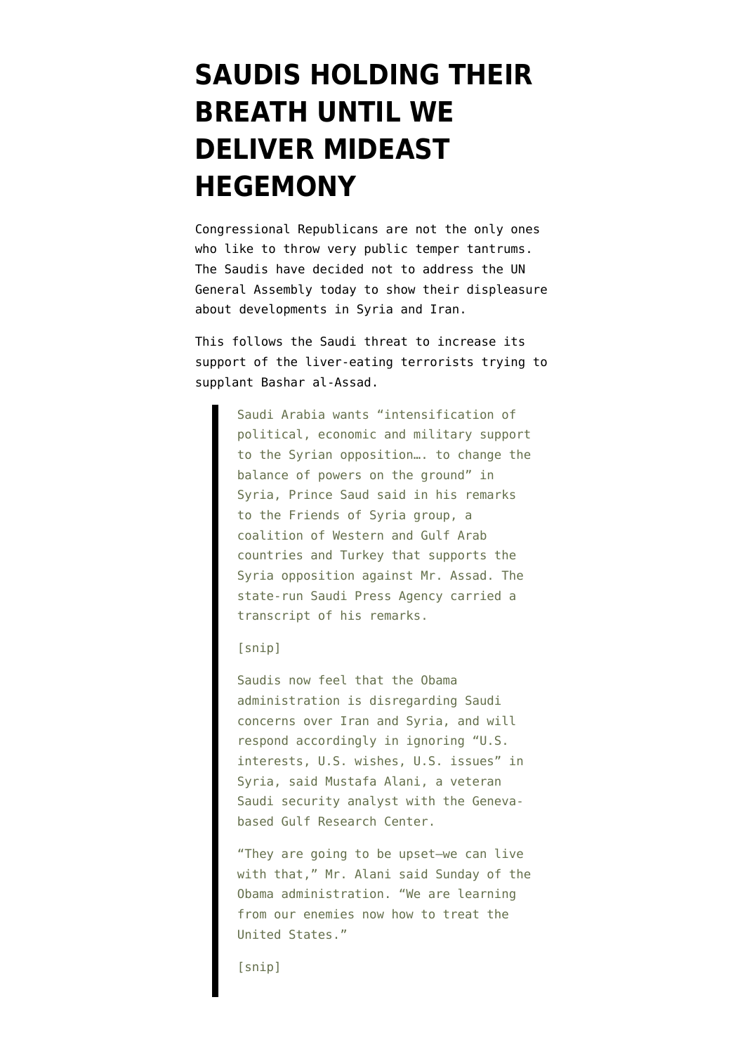# SAUDIS HOLDING THEIR BREATH UNTIL WE DELIVER MIDEAST HEGEMONY

Congressional Republicans are not the only ones who like to throw very public temper tantrums. The Saudis have decided not to address the UN General Assembly today to show their displeasure about developments in Syria and Iran.

This follows the Saudi threat to increase its support of the liver-eating terrorists trying to supplant Bashar al-Assad.

> Saudi Arabia wants "intensification of political, economic and military support to the Syrian opposition…. to change the balance of powers on the ground" in Syria, Prince Saud said in his remarks to the Friends of Syria group, a coalition of Western and Gulf Arab countries and Turkey that supports the Syria opposition against Mr. Assad. The state-run Saudi Press Agency carried a transcript of his remarks.
>
> [snip]
>
> Saudis now feel that the Obama administration is disregarding Saudi concerns over Iran and Syria, and will respond accordingly in ignoring "U.S. interests, U.S. wishes, U.S. issues" in Syria, said Mustafa Alani, a veteran Saudi security analyst with the Geneva-based Gulf Research Center.
>
> "They are going to be upset—we can live with that," Mr. Alani said Sunday of the Obama administration. "We are learning from our enemies now how to treat the United States."
>
> [snip]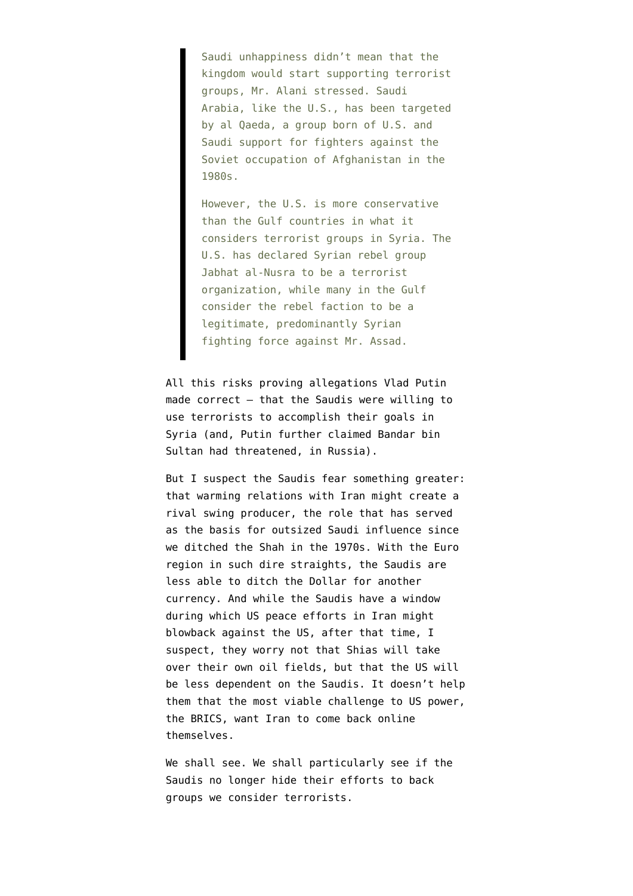> Saudi unhappiness didn't mean that the kingdom would start supporting terrorist groups, Mr. Alani stressed. Saudi Arabia, like the U.S., has been targeted by al Qaeda, a group born of U.S. and Saudi support for fighters against the Soviet occupation of Afghanistan in the 1980s.
>
> However, the U.S. is more conservative than the Gulf countries in what it considers terrorist groups in Syria. The U.S. has declared Syrian rebel group Jabhat al-Nusra to be a terrorist organization, while many in the Gulf consider the rebel faction to be a legitimate, predominantly Syrian fighting force against Mr. Assad.

All this risks proving allegations Vlad Putin made correct — that the Saudis were willing to use terrorists to accomplish their goals in Syria (and, Putin further claimed Bandar bin Sultan had threatened, in Russia).

But I suspect the Saudis fear something greater: that warming relations with Iran might create a rival swing producer, the role that has served as the basis for outsized Saudi influence since we ditched the Shah in the 1970s. With the Euro region in such dire straights, the Saudis are less able to ditch the Dollar for another currency. And while the Saudis have a window during which US peace efforts in Iran might blowback against the US, after that time, I suspect, they worry not that Shias will take over their own oil fields, but that the US will be less dependent on the Saudis. It doesn't help them that the most viable challenge to US power, the BRICS, want Iran to come back online themselves.

We shall see. We shall particularly see if the Saudis no longer hide their efforts to back groups we consider terrorists.